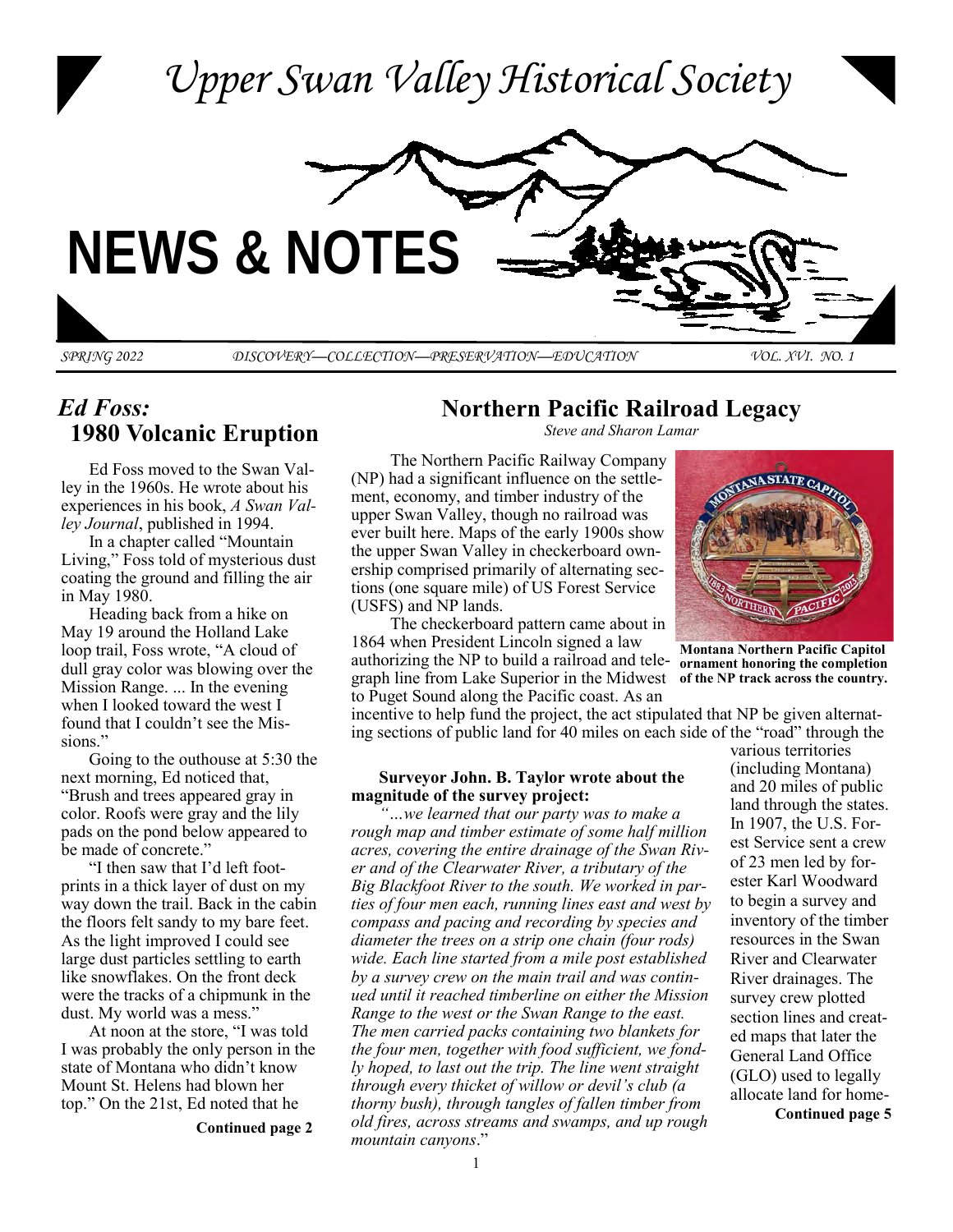# Upper Swan Valley Historical Society

# NEWS & NOTES

SPRING 2022 — DISCOVERY—COLLECTION—PRESERVATION—EDUCATION — VOL. XVI. NO. 1

## *Ed Foss:* 1980 Volcanic Eruption

Ed Foss moved to the Swan Valley in the 1960s. He wrote about his experiences in his book, *A Swan Valley Journal*, published in 1994.

In a chapter called "Mountain Living," Foss told of mysterious dust coating the ground and filling the air in May 1980.

Heading back from a hike on May 19 around the Holland Lake loop trail, Foss wrote, "A cloud of dull gray color was blowing over the Mission Range. ... In the evening when I looked toward the west I found that I couldn't see the Missions."

Going to the outhouse at 5:30 the next morning, Ed noticed that, "Brush and trees appeared gray in color. Roofs were gray and the lily pads on the pond below appeared to be made of concrete."

"I then saw that I'd left footprints in a thick layer of dust on my way down the trail. Back in the cabin the floors felt sandy to my bare feet. As the light improved I could see large dust particles settling to earth like snowflakes. On the front deck were the tracks of a chipmunk in the dust. My world was a mess."

At noon at the store, "I was told I was probably the only person in the state of Montana who didn't know Mount St. Helens had blown her top." On the 21st, Ed noted that he

**Continued page 2**

## Northern Pacific Railroad Legacy

*Steve and Sharon Lamar*

The Northern Pacific Railway Company (NP) had a significant influence on the settlement, economy, and timber industry of the upper Swan Valley, though no railroad was ever built here. Maps of the early 1900s show the upper Swan Valley in checkerboard ownership comprised primarily of alternating sections (one square mile) of US Forest Service (USFS) and NP lands.

**Montana Northern Pacific Capitol ornament honoring the completion of the NP track across the country.**

The checkerboard pattern came about in 1864 when President Lincoln signed a law authorizing the NP to build a railroad and telegraph line from Lake Superior in the Midwest to Puget Sound along the Pacific coast. As an incentive to help fund the project, the act stipulated that NP be given alternating sections of public land for 40 miles on each side of the "road" through the various territories (including Montana) and 20 miles of public land through the states. In 1907, the U.S. Forest Service sent a crew of 23 men led by forester Karl Woodward to begin a survey and inventory of the timber resources in the Swan River and Clearwater River drainages. The survey crew plotted section lines and created maps that later the General Land Office (GLO) used to legally allocate land for home-

**Continued page 5**

**Surveyor John. B. Taylor wrote about the magnitude of the survey project:**

*"…we learned that our party was to make a rough map and timber estimate of some half million acres, covering the entire drainage of the Swan River and of the Clearwater River, a tributary of the Big Blackfoot River to the south. We worked in parties of four men each, running lines east and west by compass and pacing and recording by species and diameter the trees on a strip one chain (four rods) wide. Each line started from a mile post established by a survey crew on the main trail and was continued until it reached timberline on either the Mission Range to the west or the Swan Range to the east. The men carried packs containing two blankets for the four men, together with food sufficient, we fondly hoped, to last out the trip. The line went straight through every thicket of willow or devil's club (a thorny bush), through tangles of fallen timber from old fires, across streams and swamps, and up rough mountain canyons*."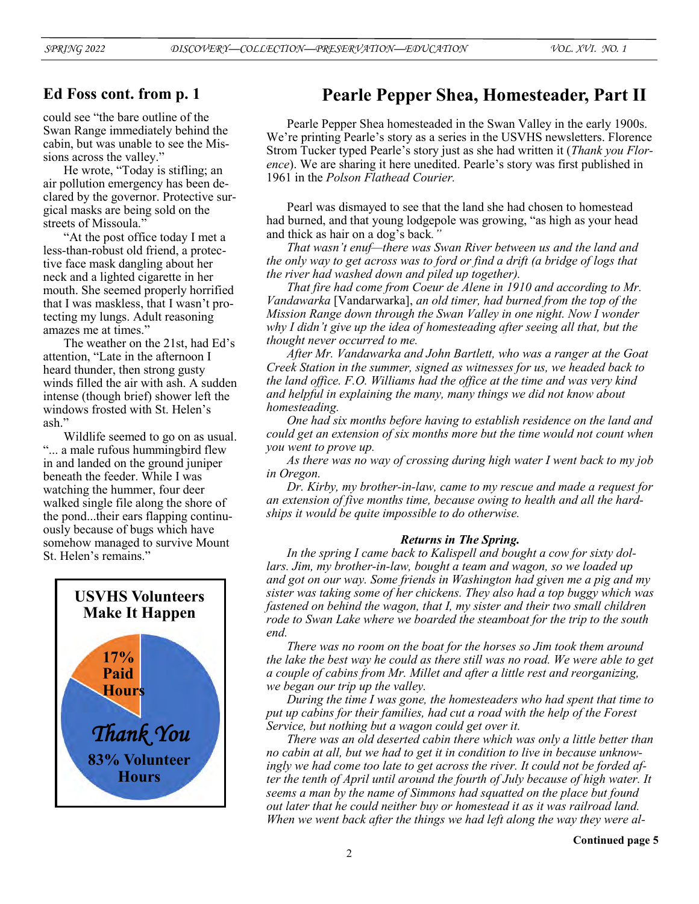## Ed Foss cont. from p. 1

could see "the bare outline of the Swan Range immediately behind the cabin, but was unable to see the Missions across the valley."

He wrote, "Today is stifling; an air pollution emergency has been declared by the governor. Protective surgical masks are being sold on the streets of Missoula."

"At the post office today I met a less-than-robust old friend, a protective face mask dangling about her neck and a lighted cigarette in her mouth. She seemed properly horrified that I was maskless, that I wasn't protecting my lungs. Adult reasoning amazes me at times."

The weather on the 21st, had Ed's attention, "Late in the afternoon I heard thunder, then strong gusty winds filled the air with ash. A sudden intense (though brief) shower left the windows frosted with St. Helen's ash."

Wildlife seemed to go on as usual. "... a male rufous hummingbird flew in and landed on the ground juniper beneath the feeder. While I was watching the hummer, four deer walked single file along the shore of the pond...their ears flapping continuously because of bugs which have somehow managed to survive Mount St. Helen's remains."

**USVHS Volunteers Make It Happen**

**17% Paid Hours**

***Thank You***

**83% Volunteer Hours**

## Pearle Pepper Shea, Homesteader, Part II

Pearle Pepper Shea homesteaded in the Swan Valley in the early 1900s. We're printing Pearle's story as a series in the USVHS newsletters. Florence Strom Tucker typed Pearle's story just as she had written it (*Thank you Florence*). We are sharing it here unedited. Pearle's story was first published in 1961 in the *Polson Flathead Courier.*

Pearl was dismayed to see that the land she had chosen to homestead had burned, and that young lodgepole was growing, "as high as your head and thick as hair on a dog's back*."*

*That wasn't enuf—there was Swan River between us and the land and the only way to get across was to ford or find a drift (a bridge of logs that the river had washed down and piled up together).*

*That fire had come from Coeur de Alene in 1910 and according to Mr. Vandawarka* [Vandarwarka], *an old timer, had burned from the top of the Mission Range down through the Swan Valley in one night. Now I wonder why I didn't give up the idea of homesteading after seeing all that, but the thought never occurred to me.*

*After Mr. Vandawarka and John Bartlett, who was a ranger at the Goat Creek Station in the summer, signed as witnesses for us, we headed back to the land office. F.O. Williams had the office at the time and was very kind and helpful in explaining the many, many things we did not know about homesteading.*

*One had six months before having to establish residence on the land and could get an extension of six months more but the time would not count when you went to prove up.*

*As there was no way of crossing during high water I went back to my job in Oregon.*

*Dr. Kirby, my brother-in-law, came to my rescue and made a request for an extension of five months time, because owing to health and all the hardships it would be quite impossible to do otherwise.*

***Returns in The Spring.***

*In the spring I came back to Kalispell and bought a cow for sixty dollars. Jim, my brother-in-law, bought a team and wagon, so we loaded up and got on our way. Some friends in Washington had given me a pig and my sister was taking some of her chickens. They also had a top buggy which was fastened on behind the wagon, that I, my sister and their two small children rode to Swan Lake where we boarded the steamboat for the trip to the south end.*

*There was no room on the boat for the horses so Jim took them around the lake the best way he could as there still was no road. We were able to get a couple of cabins from Mr. Millet and after a little rest and reorganizing, we began our trip up the valley.*

*During the time I was gone, the homesteaders who had spent that time to put up cabins for their families, had cut a road with the help of the Forest Service, but nothing but a wagon could get over it.*

*There was an old deserted cabin there which was only a little better than no cabin at all, but we had to get it in condition to live in because unknowingly we had come too late to get across the river. It could not be forded after the tenth of April until around the fourth of July because of high water. It seems a man by the name of Simmons had squatted on the place but found out later that he could neither buy or homestead it as it was railroad land. When we went back after the things we had left along the way they were al-*

**Continued page 5**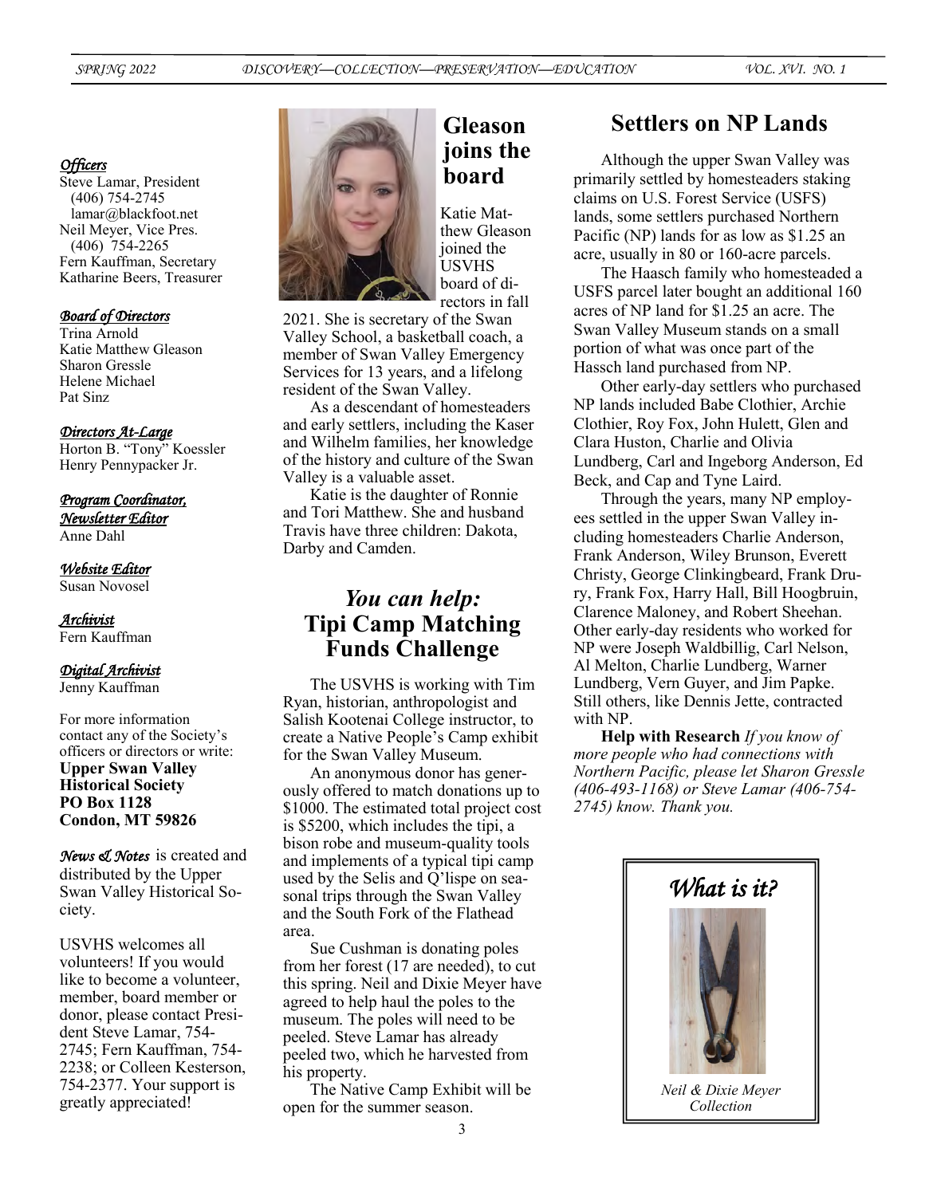*Officers*

Steve Lamar, President
(406) 754-2745
lamar@blackfoot.net
Neil Meyer, Vice Pres.
(406) 754-2265
Fern Kauffman, Secretary
Katharine Beers, Treasurer

*Board of Directors*

Trina Arnold
Katie Matthew Gleason
Sharon Gressle
Helene Michael
Pat Sinz

*Directors At-Large*

Horton B. "Tony" Koessler
Henry Pennypacker Jr.

*Program Coordinator, Newsletter Editor*

Anne Dahl

*Website Editor*

Susan Novosel

*Archivist*

Fern Kauffman

*Digital Archivist*

Jenny Kauffman

For more information contact any of the Society's officers or directors or write:
**Upper Swan Valley Historical Society**
**PO Box 1128**
**Condon, MT 59826**

*News & Notes* is created and distributed by the Upper Swan Valley Historical Society.

USVHS welcomes all volunteers! If you would like to become a volunteer, member, board member or donor, please contact President Steve Lamar, 754-2745; Fern Kauffman, 754-2238; or Colleen Kesterson, 754-2377. Your support is greatly appreciated!

## Gleason joins the board

Katie Matthew Gleason joined the USVHS board of directors in fall 2021. She is secretary of the Swan Valley School, a basketball coach, a member of Swan Valley Emergency Services for 13 years, and a lifelong resident of the Swan Valley.

As a descendant of homesteaders and early settlers, including the Kaser and Wilhelm families, her knowledge of the history and culture of the Swan Valley is a valuable asset.

Katie is the daughter of Ronnie and Tori Matthew. She and husband Travis have three children: Dakota, Darby and Camden.

## *You can help:* Tipi Camp Matching Funds Challenge

The USVHS is working with Tim Ryan, historian, anthropologist and Salish Kootenai College instructor, to create a Native People's Camp exhibit for the Swan Valley Museum.

An anonymous donor has generously offered to match donations up to \$1000. The estimated total project cost is \$5200, which includes the tipi, a bison robe and museum-quality tools and implements of a typical tipi camp used by the Selis and Q'lispe on seasonal trips through the Swan Valley and the South Fork of the Flathead area.

Sue Cushman is donating poles from her forest (17 are needed), to cut this spring. Neil and Dixie Meyer have agreed to help haul the poles to the museum. The poles will need to be peeled. Steve Lamar has already peeled two, which he harvested from his property.

The Native Camp Exhibit will be open for the summer season.

## Settlers on NP Lands

Although the upper Swan Valley was primarily settled by homesteaders staking claims on U.S. Forest Service (USFS) lands, some settlers purchased Northern Pacific (NP) lands for as low as \$1.25 an acre, usually in 80 or 160-acre parcels.

The Haasch family who homesteaded a USFS parcel later bought an additional 160 acres of NP land for \$1.25 an acre. The Swan Valley Museum stands on a small portion of what was once part of the Hassch land purchased from NP.

Other early-day settlers who purchased NP lands included Babe Clothier, Archie Clothier, Roy Fox, John Hulett, Glen and Clara Huston, Charlie and Olivia Lundberg, Carl and Ingeborg Anderson, Ed Beck, and Cap and Tyne Laird.

Through the years, many NP employees settled in the upper Swan Valley including homesteaders Charlie Anderson, Frank Anderson, Wiley Brunson, Everett Christy, George Clinkingbeard, Frank Drury, Frank Fox, Harry Hall, Bill Hoogbruin, Clarence Maloney, and Robert Sheehan. Other early-day residents who worked for NP were Joseph Waldbillig, Carl Nelson, Al Melton, Charlie Lundberg, Warner Lundberg, Vern Guyer, and Jim Papke. Still others, like Dennis Jette, contracted with NP.

**Help with Research** *If you know of more people who had connections with Northern Pacific, please let Sharon Gressle (406-493-1168) or Steve Lamar (406-754-2745) know. Thank you.*

### *What is it?*

*Neil & Dixie Meyer Collection*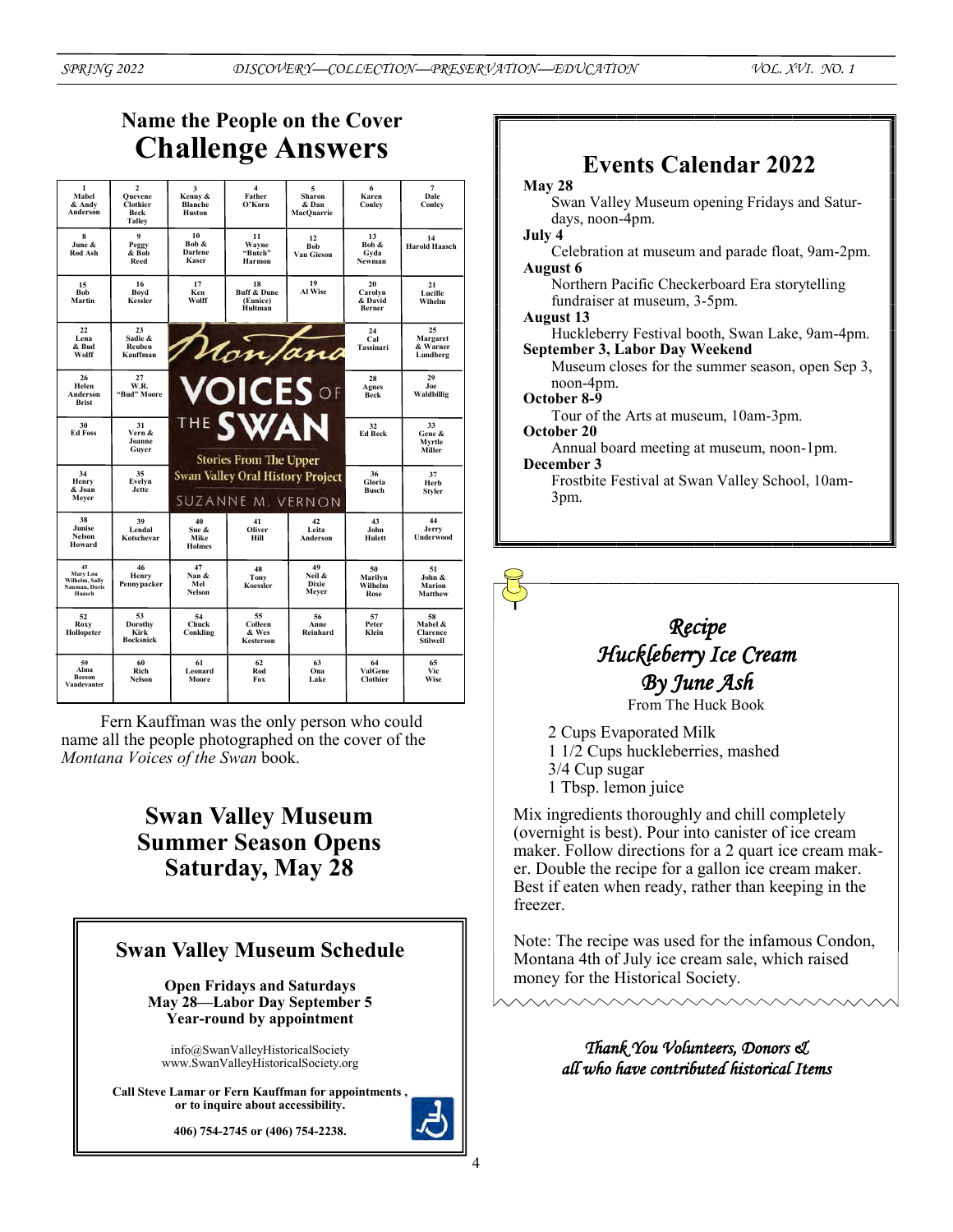## Name the People on the Cover
# Challenge Answers

| | | | | | | |
|---|---|---|---|---|---|---|
| 1 Mabel & Andy Anderson | 2 Quevene Clothier Beck Talley | 3 Kenny & Blanche Huston | 4 Father O'Korn | 5 Sharon & Dan MacQuarrie | 6 Karen Conley | 7 Dale Conley |
| 8 June & Rod Ash | 9 Peggy & Bob Reed | 10 Bob & Darlene Kaser | 11 Wayne "Butch" Harmon | 12 Bob Van Gieson | 13 Bob & Gyda Newman | 14 Harold Haasch |
| 15 Bob Martin | 16 Boyd Kessler | 17 Ken Wolff | 18 Buff & Dune (Eunice) Hultman | 19 Al Wise | 20 Carolyn & David Berner | 21 Lucille Wihelm |
| 22 Lena & Bud Wolff | 23 Sadie & Reuben Kauffman | Montana VOICES OF THE SWAN | | | 24 Cal Tassinari | 25 Margaret & Warner Lundberg |
| 26 Helen Anderson Brist | 27 W.R. "Bud" Moore | Stories From The Upper Swan Valley Oral History Project | | | 28 Agnes Beck | 29 Joe Waldbillig |
| 30 Ed Foss | 31 Vern & Joanne Guyer | SUZANNE M. VERNON | | | 32 Ed Beck | 33 Gene & Myrtle Miller |
| 34 Henry & Joan Meyer | 35 Evelyn Jette | | | | 36 Gloria Busch | 37 Herb Styler |
| 38 Junise Nelson Howard | 39 Lendal Kotschevar | 40 Sue & Mike Holmes | 41 Oliver Hill | 42 Leita Anderson | 43 John Hulett | 44 Jerry Underwood |
| 45 Mary Lou Wilhelm, Sally Nauman, Doris Haasch | 46 Henry Pennypacker | 47 Nan & Mel Nelson | 48 Tony Koessler | 49 Neil & Dixie Meyer | 50 Marilyn Wilhelm Rose | 51 John & Marion Matthew |
| 52 Roxy Hollopeter | 53 Dorothy Kirk Bocksnick | 54 Chuck Conkling | 55 Colleen & Wes Kesterson | 56 Anne Reinhard | 57 Peter Klein | 58 Mabel & Clarence Stilwell |
| 59 Alma Beeson Vandevanter | 60 Rich Nelson | 61 Leonard Moore | 62 Rod Fox | 63 Ona Lake | 64 ValGene Clothier | 65 Vic Wise |

Fern Kauffman was the only person who could name all the people photographed on the cover of the *Montana Voices of the Swan* book.

## Swan Valley Museum Summer Season Opens Saturday, May 28

### Swan Valley Museum Schedule

**Open Fridays and Saturdays**
**May 28—Labor Day September 5**
**Year-round by appointment**

info@SwanValleyHistoricalSociety
www.SwanValleyHistoricalSociety.org

**Call Steve Lamar or Fern Kauffman for appointments , or to inquire about accessibility.**

**406) 754-2745 or (406) 754-2238.**

## Events Calendar 2022

**May 28**
Swan Valley Museum opening Fridays and Saturdays, noon-4pm.

**July 4**
Celebration at museum and parade float, 9am-2pm.

**August 6**
Northern Pacific Checkerboard Era storytelling fundraiser at museum, 3-5pm.

**August 13**
Huckleberry Festival booth, Swan Lake, 9am-4pm.

**September 3, Labor Day Weekend**
Museum closes for the summer season, open Sep 3, noon-4pm.

**October 8-9**
Tour of the Arts at museum, 10am-3pm.

**October 20**
Annual board meeting at museum, noon-1pm.

**December 3**
Frostbite Festival at Swan Valley School, 10am-3pm.

### *Recipe*
### *Huckleberry Ice Cream*
### *By June Ash*

From The Huck Book

- 2 Cups Evaporated Milk
- 1 1/2 Cups huckleberries, mashed
- 3/4 Cup sugar
- 1 Tbsp. lemon juice

Mix ingredients thoroughly and chill completely (overnight is best). Pour into canister of ice cream maker. Follow directions for a 2 quart ice cream maker. Double the recipe for a gallon ice cream maker. Best if eaten when ready, rather than keeping in the freezer.

Note: The recipe was used for the infamous Condon, Montana 4th of July ice cream sale, which raised money for the Historical Society.

*Thank You Volunteers, Donors & all who have contributed historical Items*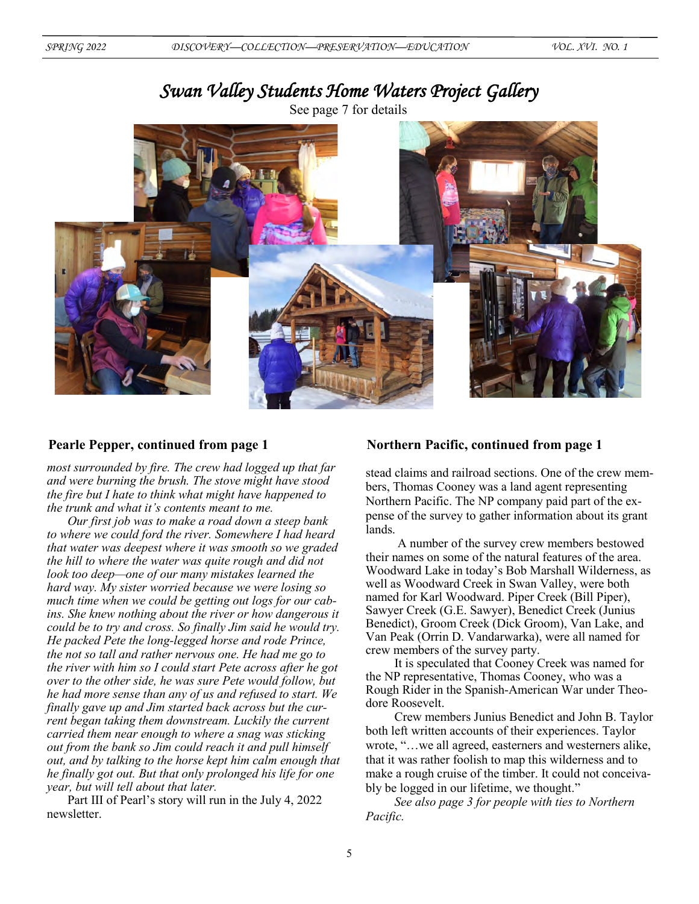## *Swan Valley Students Home Waters Project Gallery*

See page 7 for details

### Pearle Pepper, continued from page 1

*most surrounded by fire. The crew had logged up that far and were burning the brush. The stove might have stood the fire but I hate to think what might have happened to the trunk and what it's contents meant to me.*

*Our first job was to make a road down a steep bank to where we could ford the river. Somewhere I had heard that water was deepest where it was smooth so we graded the hill to where the water was quite rough and did not look too deep—one of our many mistakes learned the hard way. My sister worried because we were losing so much time when we could be getting out logs for our cabins. She knew nothing about the river or how dangerous it could be to try and cross. So finally Jim said he would try. He packed Pete the long-legged horse and rode Prince, the not so tall and rather nervous one. He had me go to the river with him so I could start Pete across after he got over to the other side, he was sure Pete would follow, but he had more sense than any of us and refused to start. We finally gave up and Jim started back across but the current began taking them downstream. Luckily the current carried them near enough to where a snag was sticking out from the bank so Jim could reach it and pull himself out, and by talking to the horse kept him calm enough that he finally got out. But that only prolonged his life for one year, but will tell about that later.*

Part III of Pearl's story will run in the July 4, 2022 newsletter.

### Northern Pacific, continued from page 1

stead claims and railroad sections. One of the crew members, Thomas Cooney was a land agent representing Northern Pacific. The NP company paid part of the expense of the survey to gather information about its grant lands.

A number of the survey crew members bestowed their names on some of the natural features of the area. Woodward Lake in today's Bob Marshall Wilderness, as well as Woodward Creek in Swan Valley, were both named for Karl Woodward. Piper Creek (Bill Piper), Sawyer Creek (G.E. Sawyer), Benedict Creek (Junius Benedict), Groom Creek (Dick Groom), Van Lake, and Van Peak (Orrin D. Vandarwarka), were all named for crew members of the survey party.

It is speculated that Cooney Creek was named for the NP representative, Thomas Cooney, who was a Rough Rider in the Spanish-American War under Theodore Roosevelt.

Crew members Junius Benedict and John B. Taylor both left written accounts of their experiences. Taylor wrote, "…we all agreed, easterners and westerners alike, that it was rather foolish to map this wilderness and to make a rough cruise of the timber. It could not conceivably be logged in our lifetime, we thought."

*See also page 3 for people with ties to Northern Pacific.*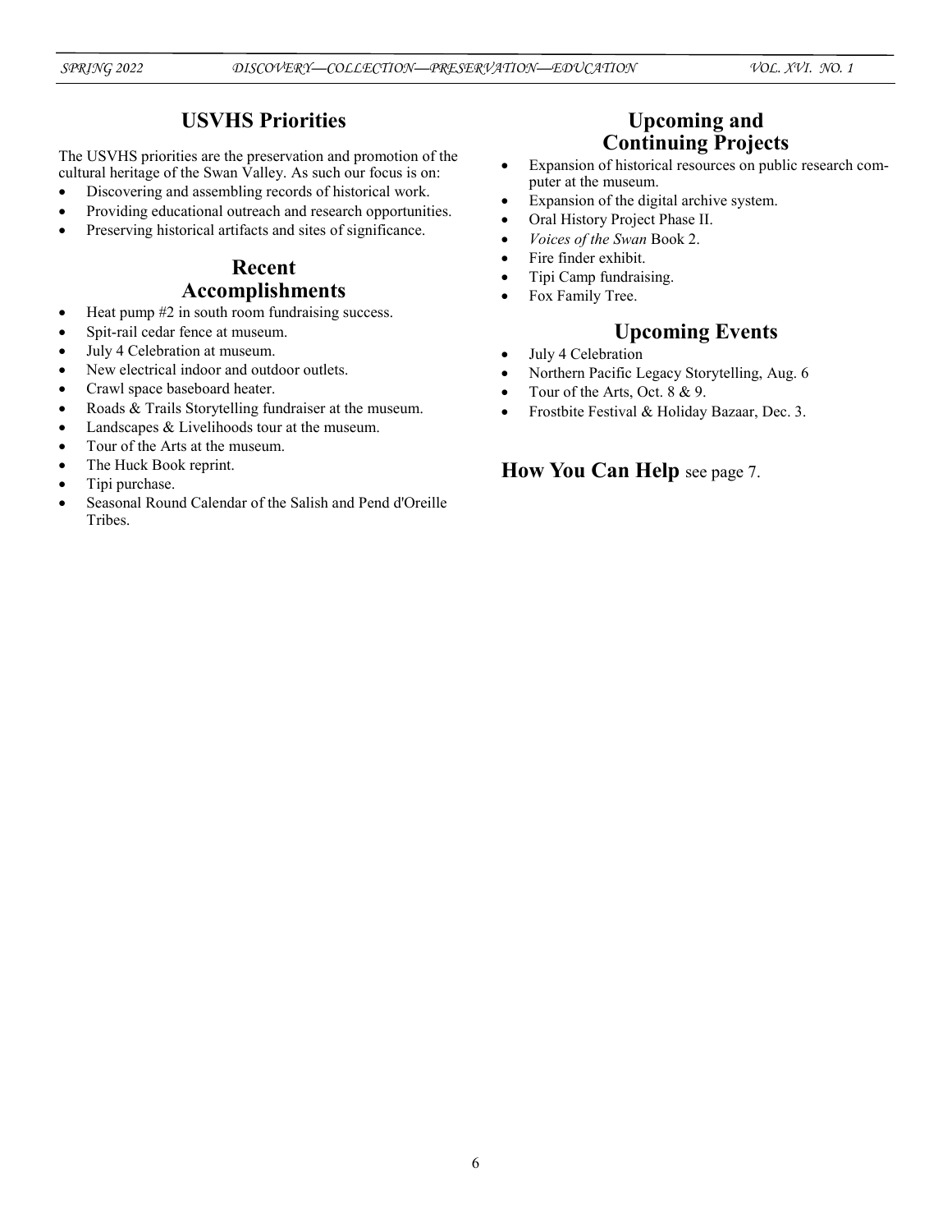## USVHS Priorities

The USVHS priorities are the preservation and promotion of the cultural heritage of the Swan Valley. As such our focus is on:

- Discovering and assembling records of historical work.
- Providing educational outreach and research opportunities.
- Preserving historical artifacts and sites of significance.

## Recent Accomplishments

- Heat pump #2 in south room fundraising success.
- Spit-rail cedar fence at museum.
- July 4 Celebration at museum.
- New electrical indoor and outdoor outlets.
- Crawl space baseboard heater.
- Roads & Trails Storytelling fundraiser at the museum.
- Landscapes & Livelihoods tour at the museum.
- Tour of the Arts at the museum.
- The Huck Book reprint.
- Tipi purchase.
- Seasonal Round Calendar of the Salish and Pend d'Oreille Tribes.

## Upcoming and Continuing Projects

- Expansion of historical resources on public research computer at the museum.
- Expansion of the digital archive system.
- Oral History Project Phase II.
- *Voices of the Swan* Book 2.
- Fire finder exhibit.
- Tipi Camp fundraising.
- Fox Family Tree.

## Upcoming Events

- July 4 Celebration
- Northern Pacific Legacy Storytelling, Aug. 6
- Tour of the Arts, Oct. 8 & 9.
- Frostbite Festival & Holiday Bazaar, Dec. 3.

**How You Can Help** see page 7.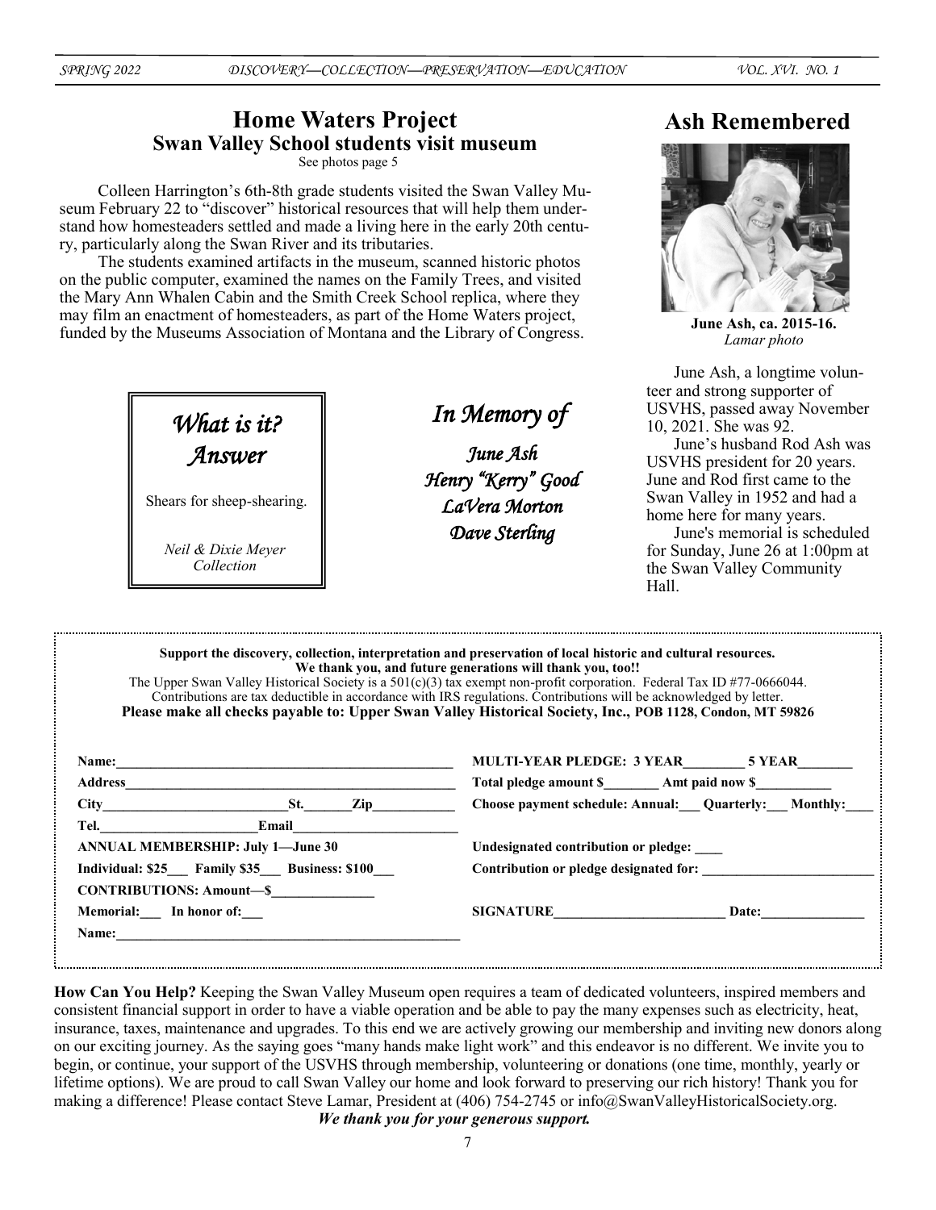# Home Waters Project

## Swan Valley School students visit museum

See photos page 5

Colleen Harrington's 6th-8th grade students visited the Swan Valley Museum February 22 to "discover" historical resources that will help them understand how homesteaders settled and made a living here in the early 20th century, particularly along the Swan River and its tributaries.

The students examined artifacts in the museum, scanned historic photos on the public computer, examined the names on the Family Trees, and visited the Mary Ann Whalen Cabin and the Smith Creek School replica, where they may film an enactment of homesteaders, as part of the Home Waters project, funded by the Museums Association of Montana and the Library of Congress.

## *What is it? Answer*

Shears for sheep-shearing.

*Neil & Dixie Meyer Collection*

## *In Memory of*

*June Ash*
*Henry "Kerry" Good*
*LaVera Morton*
*Dave Sterling*

# Ash Remembered

**June Ash, ca. 2015-16.**
*Lamar photo*

June Ash, a longtime volunteer and strong supporter of USVHS, passed away November 10, 2021. She was 92.

June's husband Rod Ash was USVHS president for 20 years. June and Rod first came to the Swan Valley in 1952 and had a home here for many years.

June's memorial is scheduled for Sunday, June 26 at 1:00pm at the Swan Valley Community Hall.

---

**Support the discovery, collection, interpretation and preservation of local historic and cultural resources.**
**We thank you, and future generations will thank you, too!!**
The Upper Swan Valley Historical Society is a 501(c)(3) tax exempt non-profit corporation. Federal Tax ID #77-0666044.
Contributions are tax deductible in accordance with IRS regulations. Contributions will be acknowledged by letter.
**Please make all checks payable to: Upper Swan Valley Historical Society, Inc., POB 1128, Condon, MT 59826**

**Name:**_______________________________________________

**Address**_____________________________________________

**City**_______________________**St.**______**Zip**__________

**Tel.**____________________**Email**______________________

**ANNUAL MEMBERSHIP: July 1—June 30**

**Individual: $25___ Family $35___ Business: $100___**

**CONTRIBUTIONS: Amount—$**______________

**Memorial:___ In honor of:___**

**Name:**_______________________________________________

**MULTI-YEAR PLEDGE: 3 YEAR**________ **5 YEAR**________

**Total pledge amount $**_______ **Amt paid now $**__________

**Choose payment schedule: Annual:___ Quarterly:___ Monthly:____**

**Undesignated contribution or pledge: ____**

**Contribution or pledge designated for:** ________________________

**SIGNATURE**________________________ **Date:**______________

---

**How Can You Help?** Keeping the Swan Valley Museum open requires a team of dedicated volunteers, inspired members and consistent financial support in order to have a viable operation and be able to pay the many expenses such as electricity, heat, insurance, taxes, maintenance and upgrades. To this end we are actively growing our membership and inviting new donors along on our exciting journey. As the saying goes "many hands make light work" and this endeavor is no different. We invite you to begin, or continue, your support of the USVHS through membership, volunteering or donations (one time, monthly, yearly or lifetime options). We are proud to call Swan Valley our home and look forward to preserving our rich history! Thank you for making a difference! Please contact Steve Lamar, President at (406) 754-2745 or info@SwanValleyHistoricalSociety.org.

***We thank you for your generous support.***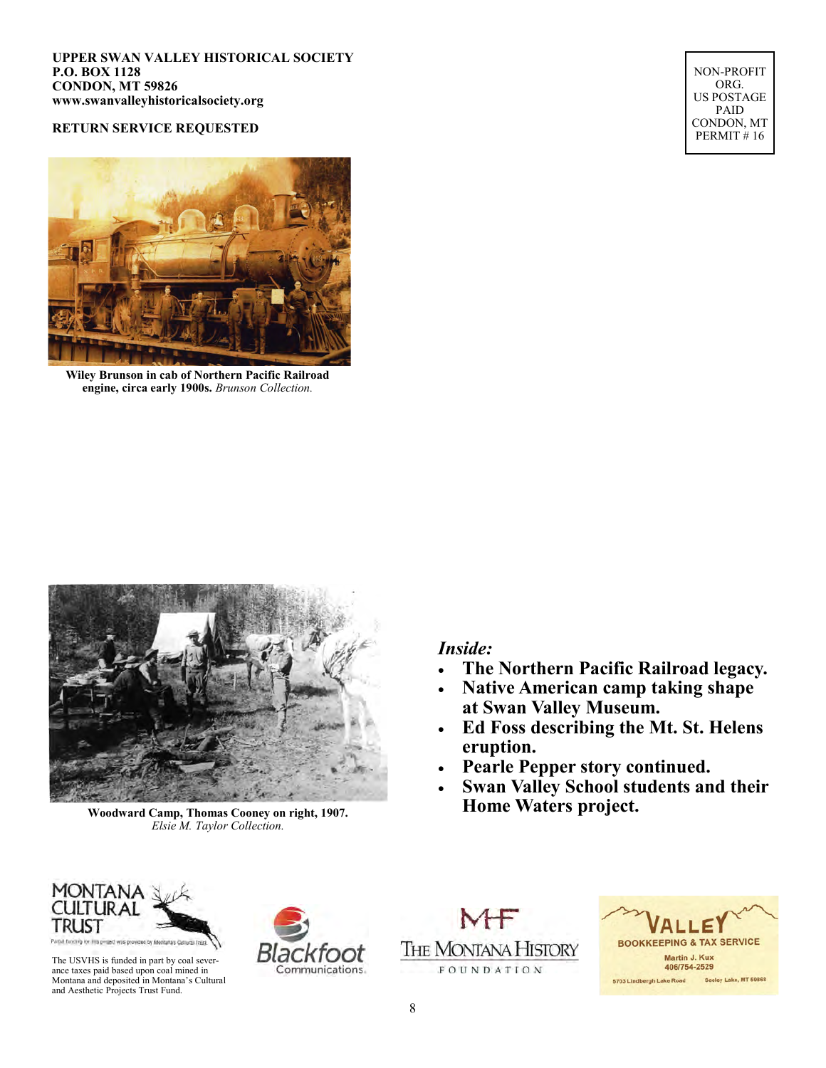**UPPER SWAN VALLEY HISTORICAL SOCIETY**
**P.O. BOX 1128**
**CONDON, MT 59826**
**www.swanvalleyhistoricalsociety.org**

**RETURN SERVICE REQUESTED**

NON-PROFIT ORG.
US POSTAGE PAID
CONDON, MT
PERMIT # 16

**Wiley Brunson in cab of Northern Pacific Railroad engine, circa early 1900s.** *Brunson Collection.*

**Woodward Camp, Thomas Cooney on right, 1907.**
*Elsie M. Taylor Collection.*

## *Inside:*

- **The Northern Pacific Railroad legacy.**
- **Native American camp taking shape at Swan Valley Museum.**
- **Ed Foss describing the Mt. St. Helens eruption.**
- **Pearle Pepper story continued.**
- **Swan Valley School students and their Home Waters project.**

MONTANA CULTURAL TRUST
Partial funding for this project was provided by Montana's Cultural Trust.

The USVHS is funded in part by coal severance taxes paid based upon coal mined in Montana and deposited in Montana's Cultural and Aesthetic Projects Trust Fund.

Blackfoot Communications

MHF
THE MONTANA HISTORY FOUNDATION

VALLEY
BOOKKEEPING & TAX SERVICE
Martin J. Kux
406/754-2529
5703 Lindbergh Lake Road Seeley Lake, MT 59868